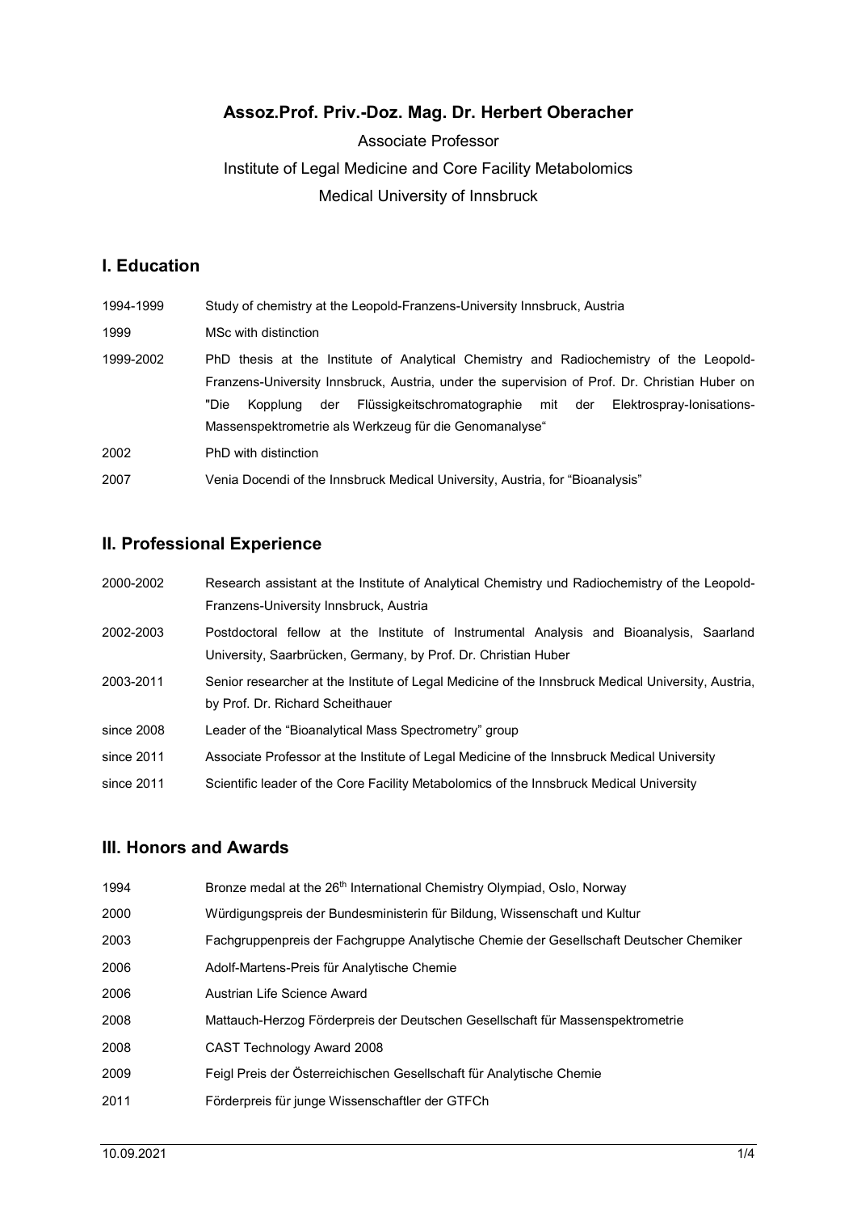# Assoz.Prof. Priv.-Doz. Mag. Dr. Herbert Oberacher

Associate Professor

Institute of Legal Medicine and Core Facility Metabolomics

Medical University of Innsbruck

## I. Education

| | |
|---|---|
| 1994-1999 | Study of chemistry at the Leopold-Franzens-University Innsbruck, Austria |
| 1999 | MSc with distinction |
| 1999-2002 | PhD thesis at the Institute of Analytical Chemistry and Radiochemistry of the Leopold-Franzens-University Innsbruck, Austria, under the supervision of Prof. Dr. Christian Huber on "Die Kopplung der Flüssigkeitschromatographie mit der Elektrospray-Ionisations-Massenspektrometrie als Werkzeug für die Genomanalyse“ |
| 2002 | PhD with distinction |
| 2007 | Venia Docendi of the Innsbruck Medical University, Austria, for “Bioanalysis” |

## II. Professional Experience

| | |
|---|---|
| 2000-2002 | Research assistant at the Institute of Analytical Chemistry und Radiochemistry of the Leopold-Franzens-University Innsbruck, Austria |
| 2002-2003 | Postdoctoral fellow at the Institute of Instrumental Analysis and Bioanalysis, Saarland University, Saarbrücken, Germany, by Prof. Dr. Christian Huber |
| 2003-2011 | Senior researcher at the Institute of Legal Medicine of the Innsbruck Medical University, Austria, by Prof. Dr. Richard Scheithauer |
| since 2008 | Leader of the “Bioanalytical Mass Spectrometry” group |
| since 2011 | Associate Professor at the Institute of Legal Medicine of the Innsbruck Medical University |
| since 2011 | Scientific leader of the Core Facility Metabolomics of the Innsbruck Medical University |

## III. Honors and Awards

| | |
|---|---|
| 1994 | Bronze medal at the 26th International Chemistry Olympiad, Oslo, Norway |
| 2000 | Würdigungspreis der Bundesministerin für Bildung, Wissenschaft und Kultur |
| 2003 | Fachgruppenpreis der Fachgruppe Analytische Chemie der Gesellschaft Deutscher Chemiker |
| 2006 | Adolf-Martens-Preis für Analytische Chemie |
| 2006 | Austrian Life Science Award |
| 2008 | Mattauch-Herzog Förderpreis der Deutschen Gesellschaft für Massenspektrometrie |
| 2008 | CAST Technology Award 2008 |
| 2009 | Feigl Preis der Österreichischen Gesellschaft für Analytische Chemie |
| 2011 | Förderpreis für junge Wissenschaftler der GTFCh |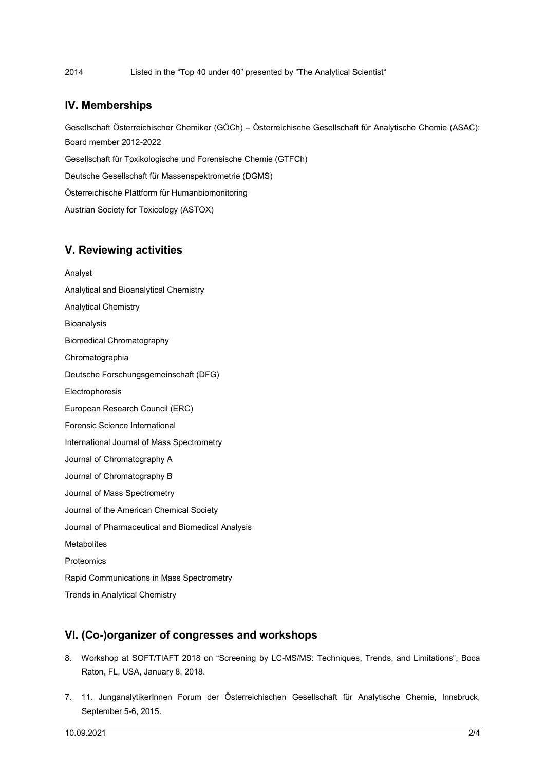2014 Listed in the "Top 40 under 40" presented by "The Analytical Scientist"

## IV. Memberships

Gesellschaft Österreichischer Chemiker (GÖCh) – Österreichische Gesellschaft für Analytische Chemie (ASAC): Board member 2012-2022

Gesellschaft für Toxikologische und Forensische Chemie (GTFCh)

Deutsche Gesellschaft für Massenspektrometrie (DGMS)

Österreichische Plattform für Humanbiomonitoring

Austrian Society for Toxicology (ASTOX)

## V. Reviewing activities

Analyst

Analytical and Bioanalytical Chemistry

Analytical Chemistry

Bioanalysis

Biomedical Chromatography

Chromatographia

Deutsche Forschungsgemeinschaft (DFG)

Electrophoresis

European Research Council (ERC)

Forensic Science International

International Journal of Mass Spectrometry

Journal of Chromatography A

Journal of Chromatography B

Journal of Mass Spectrometry

Journal of the American Chemical Society

Journal of Pharmaceutical and Biomedical Analysis

Metabolites

Proteomics

Rapid Communications in Mass Spectrometry

Trends in Analytical Chemistry

## VI. (Co-)organizer of congresses and workshops

8. Workshop at SOFT/TIAFT 2018 on "Screening by LC-MS/MS: Techniques, Trends, and Limitations", Boca Raton, FL, USA, January 8, 2018.

7. 11. JunganalytikerInnen Forum der Österreichischen Gesellschaft für Analytische Chemie, Innsbruck, September 5-6, 2015.

10.09.2021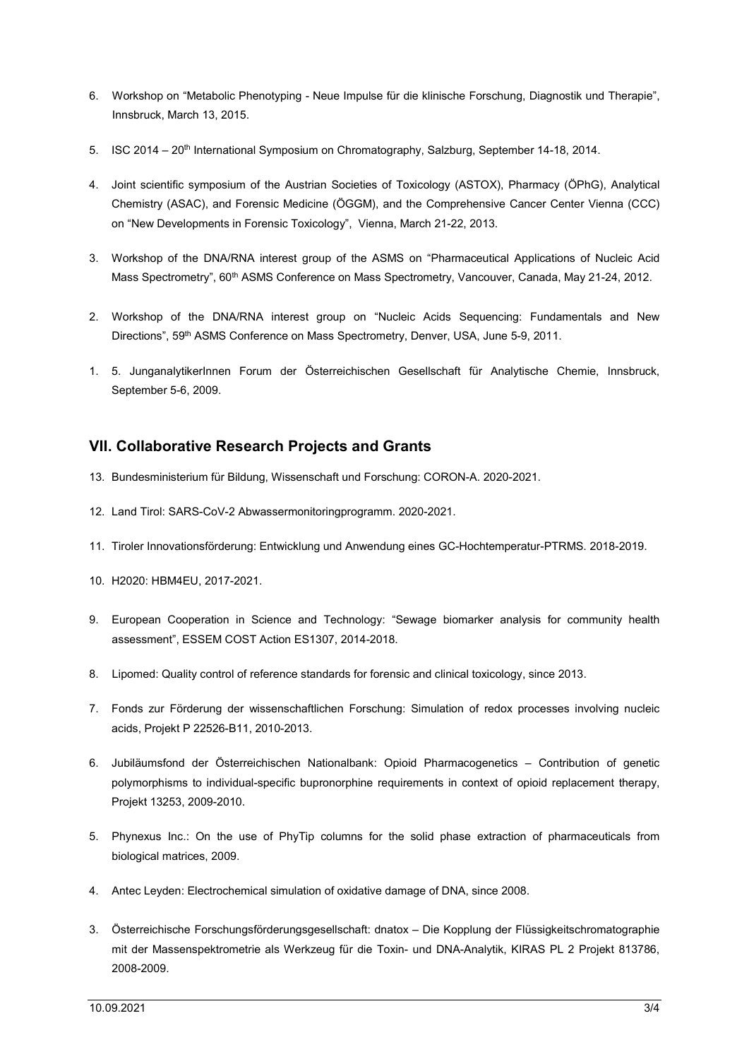6. Workshop on "Metabolic Phenotyping - Neue Impulse für die klinische Forschung, Diagnostik und Therapie", Innsbruck, March 13, 2015.

5. ISC 2014 – 20th International Symposium on Chromatography, Salzburg, September 14-18, 2014.

4. Joint scientific symposium of the Austrian Societies of Toxicology (ASTOX), Pharmacy (ÖPhG), Analytical Chemistry (ASAC), and Forensic Medicine (ÖGGM), and the Comprehensive Cancer Center Vienna (CCC) on "New Developments in Forensic Toxicology", Vienna, March 21-22, 2013.

3. Workshop of the DNA/RNA interest group of the ASMS on "Pharmaceutical Applications of Nucleic Acid Mass Spectrometry", 60th ASMS Conference on Mass Spectrometry, Vancouver, Canada, May 21-24, 2012.

2. Workshop of the DNA/RNA interest group on "Nucleic Acids Sequencing: Fundamentals and New Directions", 59th ASMS Conference on Mass Spectrometry, Denver, USA, June 5-9, 2011.

1. 5. JunganalytikerInnen Forum der Österreichischen Gesellschaft für Analytische Chemie, Innsbruck, September 5-6, 2009.

## VII. Collaborative Research Projects and Grants

13. Bundesministerium für Bildung, Wissenschaft und Forschung: CORON-A. 2020-2021.

12. Land Tirol: SARS-CoV-2 Abwassermonitoringprogramm. 2020-2021.

11. Tiroler Innovationsförderung: Entwicklung und Anwendung eines GC-Hochtemperatur-PTRMS. 2018-2019.

10. H2020: HBM4EU, 2017-2021.

9. European Cooperation in Science and Technology: "Sewage biomarker analysis for community health assessment", ESSEM COST Action ES1307, 2014-2018.

8. Lipomed: Quality control of reference standards for forensic and clinical toxicology, since 2013.

7. Fonds zur Förderung der wissenschaftlichen Forschung: Simulation of redox processes involving nucleic acids, Projekt P 22526-B11, 2010-2013.

6. Jubiläumsfond der Österreichischen Nationalbank: Opioid Pharmacogenetics – Contribution of genetic polymorphisms to individual-specific bupronorphine requirements in context of opioid replacement therapy, Projekt 13253, 2009-2010.

5. Phynexus Inc.: On the use of PhyTip columns for the solid phase extraction of pharmaceuticals from biological matrices, 2009.

4. Antec Leyden: Electrochemical simulation of oxidative damage of DNA, since 2008.

3. Österreichische Forschungsförderungsgesellschaft: dnatox – Die Kopplung der Flüssigkeitschromatographie mit der Massenspektrometrie als Werkzeug für die Toxin- und DNA-Analytik, KIRAS PL 2 Projekt 813786, 2008-2009.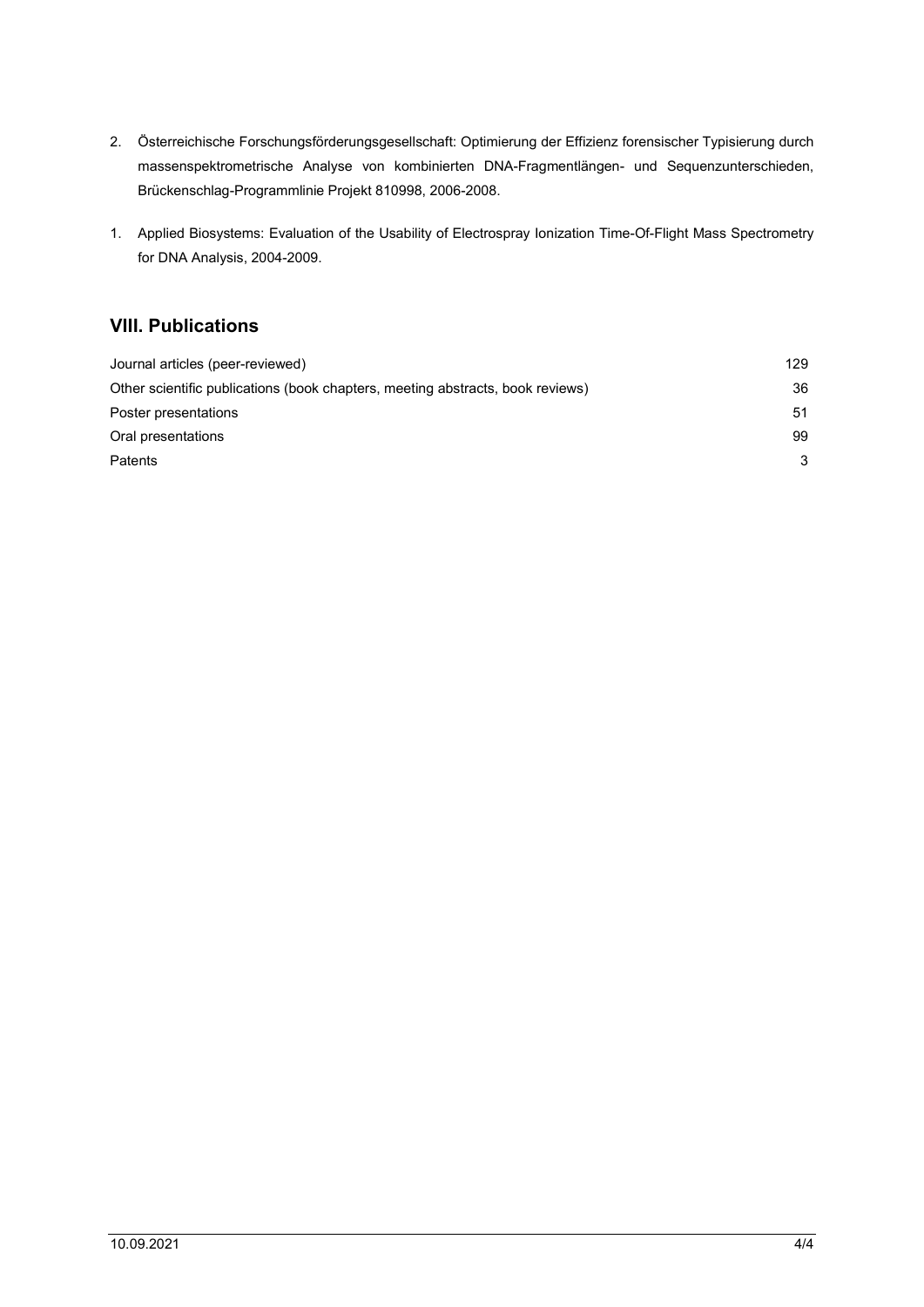2. Österreichische Forschungsförderungsgesellschaft: Optimierung der Effizienz forensischer Typisierung durch massenspektrometrische Analyse von kombinierten DNA-Fragmentlängen- und Sequenzunterschieden, Brückenschlag-Programmlinie Projekt 810998, 2006-2008.

1. Applied Biosystems: Evaluation of the Usability of Electrospray Ionization Time-Of-Flight Mass Spectrometry for DNA Analysis, 2004-2009.

## VIII. Publications

| | |
|---|---|
| Journal articles (peer-reviewed) | 129 |
| Other scientific publications (book chapters, meeting abstracts, book reviews) | 36 |
| Poster presentations | 51 |
| Oral presentations | 99 |
| Patents | 3 |

10.09.2021